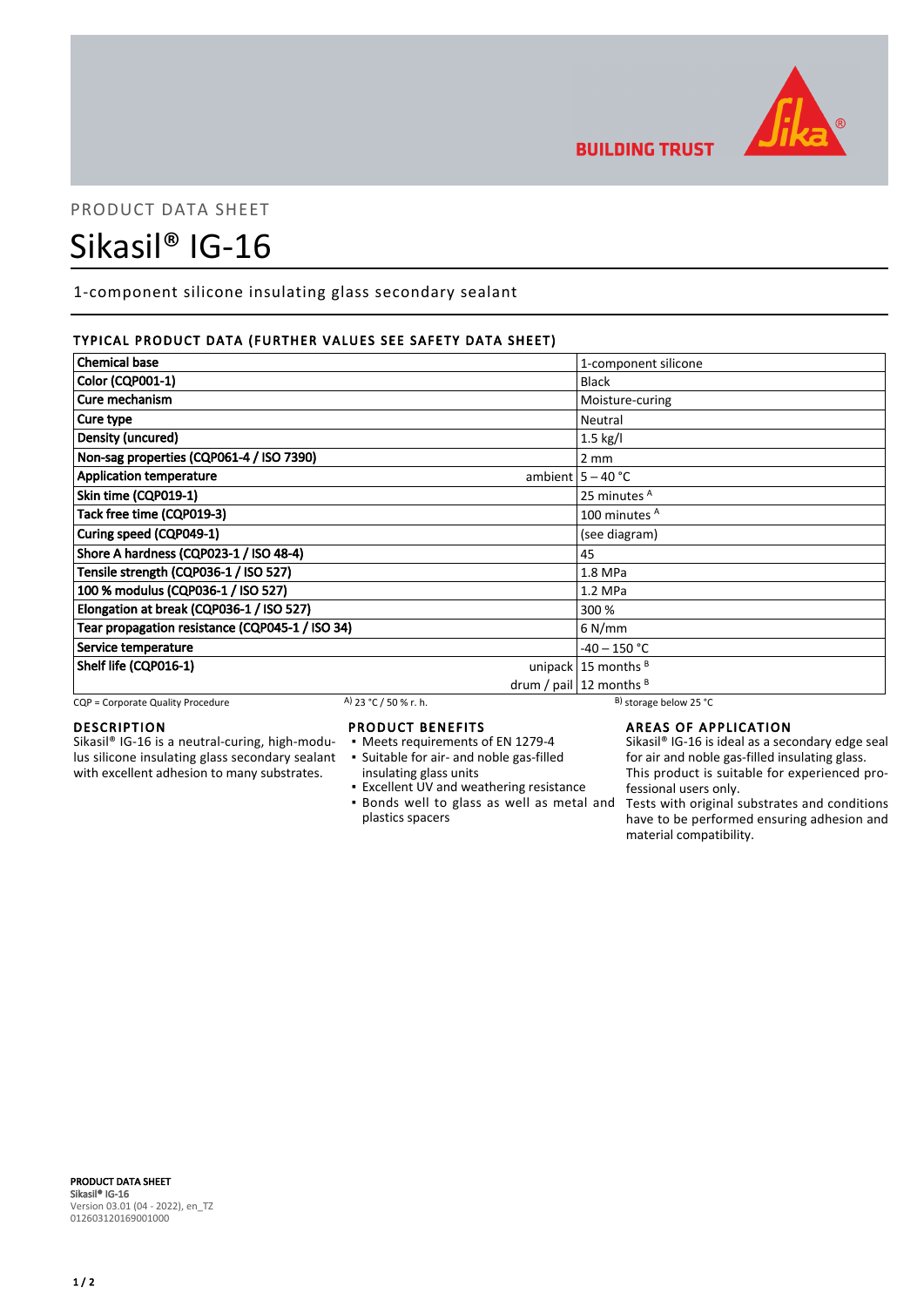PRODUCT DATA SHEET

# Sikasil® IG-16

1-component silicone insulating glass secondary sealant

## TYPICAL PRODUCT DATA (FURTHER VALUES SEE SAFETY DATA SHEET)

| Property | | Value |
|---|---|---|
| Chemical base | | 1-component silicone |
| Color (CQP001-1) | | Black |
| Cure mechanism | | Moisture-curing |
| Cure type | | Neutral |
| Density (uncured) | | 1.5 kg/l |
| Non-sag properties (CQP061-4 / ISO 7390) | | 2 mm |
| Application temperature | ambient | 5 – 40 °C |
| Skin time (CQP019-1) | | 25 minutes [A] |
| Tack free time (CQP019-3) | | 100 minutes [A] |
| Curing speed (CQP049-1) | | (see diagram) |
| Shore A hardness (CQP023-1 / ISO 48-4) | | 45 |
| Tensile strength (CQP036-1 / ISO 527) | | 1.8 MPa |
| 100 % modulus (CQP036-1 / ISO 527) | | 1.2 MPa |
| Elongation at break (CQP036-1 / ISO 527) | | 300 % |
| Tear propagation resistance (CQP045-1 / ISO 34) | | 6 N/mm |
| Service temperature | | -40 – 150 °C |
| Shelf life (CQP016-1) | unipack | 15 months [B] |
| | drum / pail | 12 months [B] |

CQP = Corporate Quality Procedure  A) 23 °C / 50 % r. h.  B) storage below 25 °C

## DESCRIPTION

Sikasil® IG-16 is a neutral-curing, high-modulus silicone insulating glass secondary sealant with excellent adhesion to many substrates.

## PRODUCT BENEFITS

- Meets requirements of EN 1279-4
- Suitable for air- and noble gas-filled insulating glass units
- Excellent UV and weathering resistance
- Bonds well to glass as well as metal and plastics spacers

## AREAS OF APPLICATION

Sikasil® IG-16 is ideal as a secondary edge seal for air and noble gas-filled insulating glass. This product is suitable for experienced professional users only.
Tests with original substrates and conditions have to be performed ensuring adhesion and material compatibility.

**PRODUCT DATA SHEET**
**Sikasil® IG-16**
Version 03.01 (04 - 2022), en_TZ
012603120169001000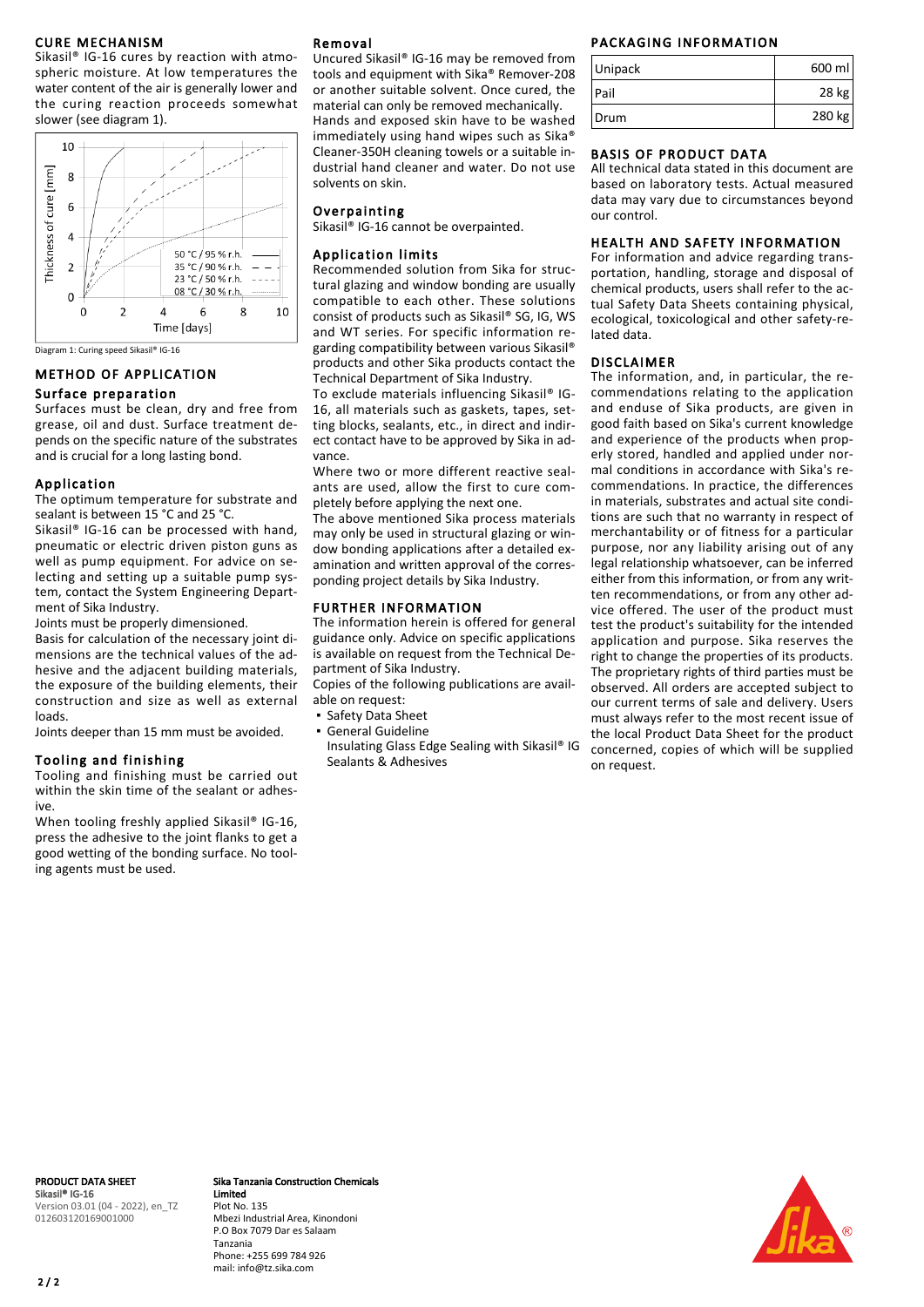## CURE MECHANISM

Sikasil® IG-16 cures by reaction with atmospheric moisture. At low temperatures the water content of the air is generally lower and the curing reaction proceeds somewhat slower (see diagram 1).

Thickness of cure [mm]

10
8
6
4
2
0

0 2 4 6 8 10

Time [days]

50 °C / 95 % r.h.
35 °C / 90 % r.h.
23 °C / 50 % r.h.
08 °C / 30 % r.h.

Diagram 1: Curing speed Sikasil® IG-16

## METHOD OF APPLICATION

### Surface preparation

Surfaces must be clean, dry and free from grease, oil and dust. Surface treatment depends on the specific nature of the substrates and is crucial for a long lasting bond.

### Application

The optimum temperature for substrate and sealant is between 15 °C and 25 °C.

Sikasil® IG-16 can be processed with hand, pneumatic or electric driven piston guns as well as pump equipment. For advice on selecting and setting up a suitable pump system, contact the System Engineering Department of Sika Industry.

Joints must be properly dimensioned.

Basis for calculation of the necessary joint dimensions are the technical values of the adhesive and the adjacent building materials, the exposure of the building elements, their construction and size as well as external loads.

Joints deeper than 15 mm must be avoided.

### Tooling and finishing

Tooling and finishing must be carried out within the skin time of the sealant or adhesive.

When tooling freshly applied Sikasil® IG-16, press the adhesive to the joint flanks to get a good wetting of the bonding surface. No tooling agents must be used.

### Removal

Uncured Sikasil® IG-16 may be removed from tools and equipment with Sika® Remover-208 or another suitable solvent. Once cured, the material can only be removed mechanically.

Hands and exposed skin have to be washed immediately using hand wipes such as Sika® Cleaner-350H cleaning towels or a suitable industrial hand cleaner and water. Do not use solvents on skin.

### Overpainting

Sikasil® IG-16 cannot be overpainted.

### Application limits

Recommended solution from Sika for structural glazing and window bonding are usually compatible to each other. These solutions consist of products such as Sikasil® SG, IG, WS and WT series. For specific information regarding compatibility between various Sikasil® products and other Sika products contact the Technical Department of Sika Industry.

To exclude materials influencing Sikasil® IG-16, all materials such as gaskets, tapes, setting blocks, sealants, etc., in direct and indirect contact have to be approved by Sika in advance.

Where two or more different reactive sealants are used, allow the first to cure completely before applying the next one.

The above mentioned Sika process materials may only be used in structural glazing or window bonding applications after a detailed examination and written approval of the corresponding project details by Sika Industry.

## FURTHER INFORMATION

The information herein is offered for general guidance only. Advice on specific applications is available on request from the Technical Department of Sika Industry.

Copies of the following publications are available on request:

- Safety Data Sheet
- General Guideline
  Insulating Glass Edge Sealing with Sikasil® IG Sealants & Adhesives

## PACKAGING INFORMATION

| | |
|---|---|
| Unipack | 600 ml |
| Pail | 28 kg |
| Drum | 280 kg |

## BASIS OF PRODUCT DATA

All technical data stated in this document are based on laboratory tests. Actual measured data may vary due to circumstances beyond our control.

## HEALTH AND SAFETY INFORMATION

For information and advice regarding transportation, handling, storage and disposal of chemical products, users shall refer to the actual Safety Data Sheets containing physical, ecological, toxicological and other safety-related data.

## DISCLAIMER

The information, and, in particular, the recommendations relating to the application and enduse of Sika products, are given in good faith based on Sika's current knowledge and experience of the products when properly stored, handled and applied under normal conditions in accordance with Sika's recommendations. In practice, the differences in materials, substrates and actual site conditions are such that no warranty in respect of merchantability or of fitness for a particular purpose, nor any liability arising out of any legal relationship whatsoever, can be inferred either from this information, or from any written recommendations, or from any other advice offered. The user of the product must test the product's suitability for the intended application and purpose. Sika reserves the right to change the properties of its products. The proprietary rights of third parties must be observed. All orders are accepted subject to our current terms of sale and delivery. Users must always refer to the most recent issue of the local Product Data Sheet for the product concerned, copies of which will be supplied on request.

**PRODUCT DATA SHEET**
**Sikasil® IG-16**
Version 03.01 (04 - 2022), en_TZ
012603120169001000

**Sika Tanzania Construction Chemicals Limited**
Plot No. 135
Mbezi Industrial Area, Kinondoni
P.O Box 7079 Dar es Salaam
Tanzania
Phone: +255 699 784 926
mail: info@tz.sika.com